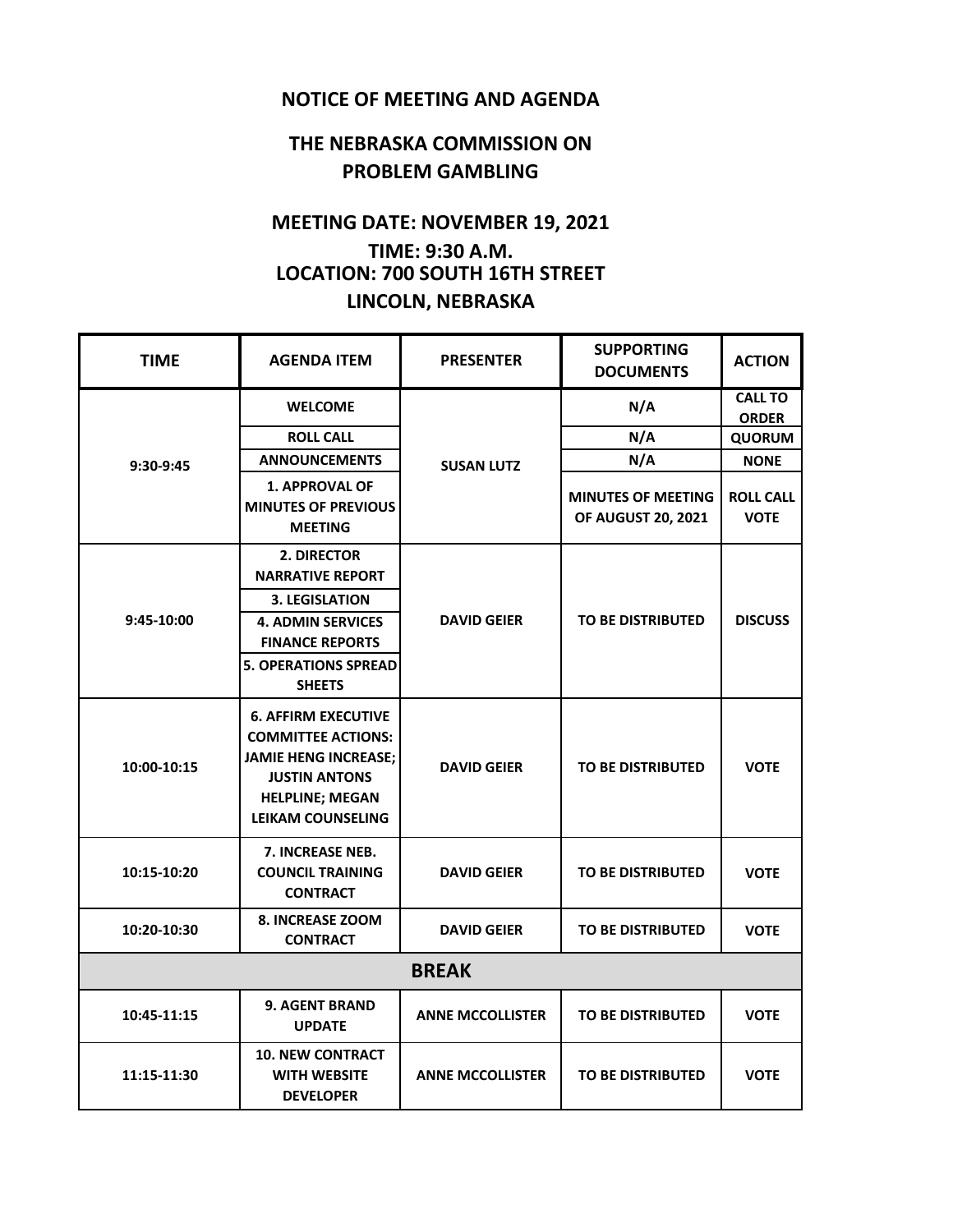# NOTICE OF MEETING AND AGENDA

## THE NEBRASKA COMMISSION ON PROBLEM GAMBLING

### MEETING DATE: NOVEMBER 19, 2021
### TIME: 9:30 A.M.
### LOCATION: 700 SOUTH 16TH STREET
### LINCOLN, NEBRASKA

| TIME | AGENDA ITEM | PRESENTER | SUPPORTING DOCUMENTS | ACTION |
|---|---|---|---|---|
| 9:30-9:45 | WELCOME | SUSAN LUTZ | N/A | CALL TO ORDER |
| | ROLL CALL | | N/A | QUORUM |
| | ANNOUNCEMENTS | | N/A | NONE |
| | 1. APPROVAL OF MINUTES OF PREVIOUS MEETING | | MINUTES OF MEETING OF AUGUST 20, 2021 | ROLL CALL VOTE |
| 9:45-10:00 | 2. DIRECTOR NARRATIVE REPORT | DAVID GEIER | TO BE DISTRIBUTED | DISCUSS |
| | 3. LEGISLATION | | | |
| | 4. ADMIN SERVICES FINANCE REPORTS | | | |
| | 5. OPERATIONS SPREAD SHEETS | | | |
| 10:00-10:15 | 6. AFFIRM EXECUTIVE COMMITTEE ACTIONS: JAMIE HENG INCREASE; JUSTIN ANTONS HELPLINE; MEGAN LEIKAM COUNSELING | DAVID GEIER | TO BE DISTRIBUTED | VOTE |
| 10:15-10:20 | 7. INCREASE NEB. COUNCIL TRAINING CONTRACT | DAVID GEIER | TO BE DISTRIBUTED | VOTE |
| 10:20-10:30 | 8. INCREASE ZOOM CONTRACT | DAVID GEIER | TO BE DISTRIBUTED | VOTE |
| **BREAK** | | | | |
| 10:45-11:15 | 9. AGENT BRAND UPDATE | ANNE MCCOLLISTER | TO BE DISTRIBUTED | VOTE |
| 11:15-11:30 | 10. NEW CONTRACT WITH WEBSITE DEVELOPER | ANNE MCCOLLISTER | TO BE DISTRIBUTED | VOTE |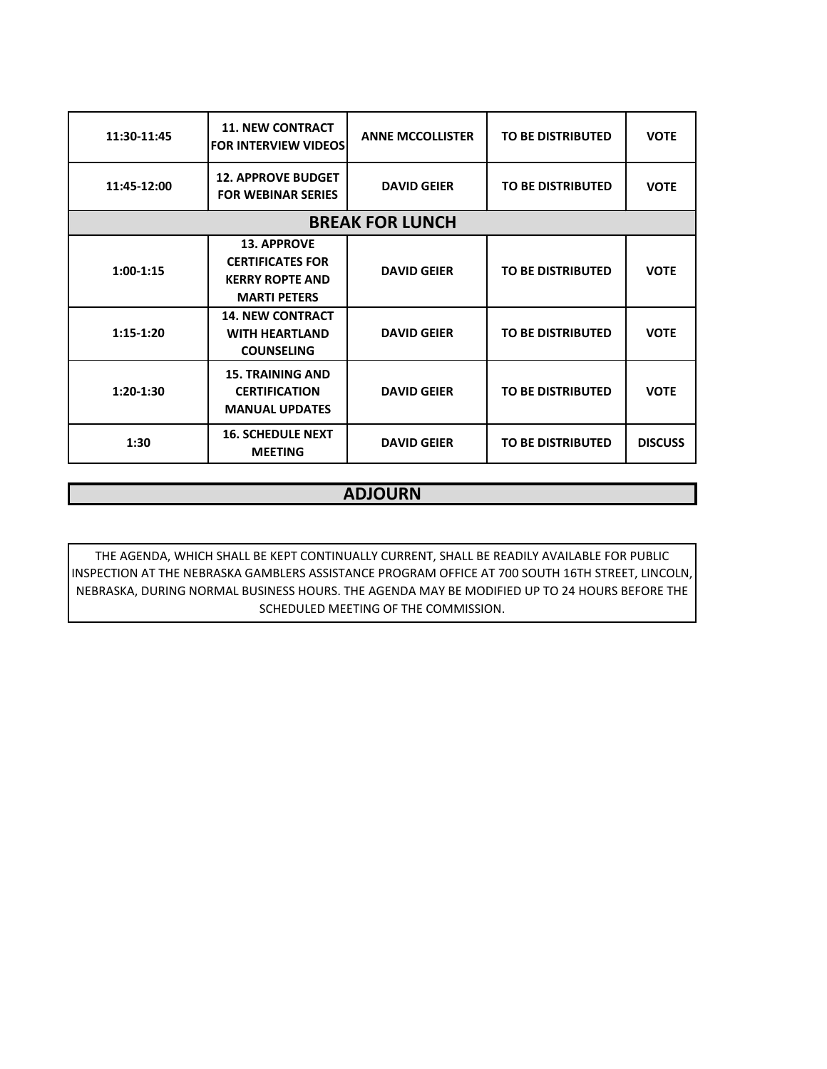| | | | | |
|---|---|---|---|---|
| 11:30-11:45 | **11. NEW CONTRACT FOR INTERVIEW VIDEOS** | **ANNE MCCOLLISTER** | **TO BE DISTRIBUTED** | **VOTE** |
| 11:45-12:00 | **12. APPROVE BUDGET FOR WEBINAR SERIES** | **DAVID GEIER** | **TO BE DISTRIBUTED** | **VOTE** |
| **BREAK FOR LUNCH** | | | | |
| 1:00-1:15 | **13. APPROVE CERTIFICATES FOR KERRY ROPTE AND MARTI PETERS** | **DAVID GEIER** | **TO BE DISTRIBUTED** | **VOTE** |
| 1:15-1:20 | **14. NEW CONTRACT WITH HEARTLAND COUNSELING** | **DAVID GEIER** | **TO BE DISTRIBUTED** | **VOTE** |
| 1:20-1:30 | **15. TRAINING AND CERTIFICATION MANUAL UPDATES** | **DAVID GEIER** | **TO BE DISTRIBUTED** | **VOTE** |
| 1:30 | **16. SCHEDULE NEXT MEETING** | **DAVID GEIER** | **TO BE DISTRIBUTED** | **DISCUSS** |

## ADJOURN

THE AGENDA, WHICH SHALL BE KEPT CONTINUALLY CURRENT, SHALL BE READILY AVAILABLE FOR PUBLIC INSPECTION AT THE NEBRASKA GAMBLERS ASSISTANCE PROGRAM OFFICE AT 700 SOUTH 16TH STREET, LINCOLN, NEBRASKA, DURING NORMAL BUSINESS HOURS. THE AGENDA MAY BE MODIFIED UP TO 24 HOURS BEFORE THE SCHEDULED MEETING OF THE COMMISSION.